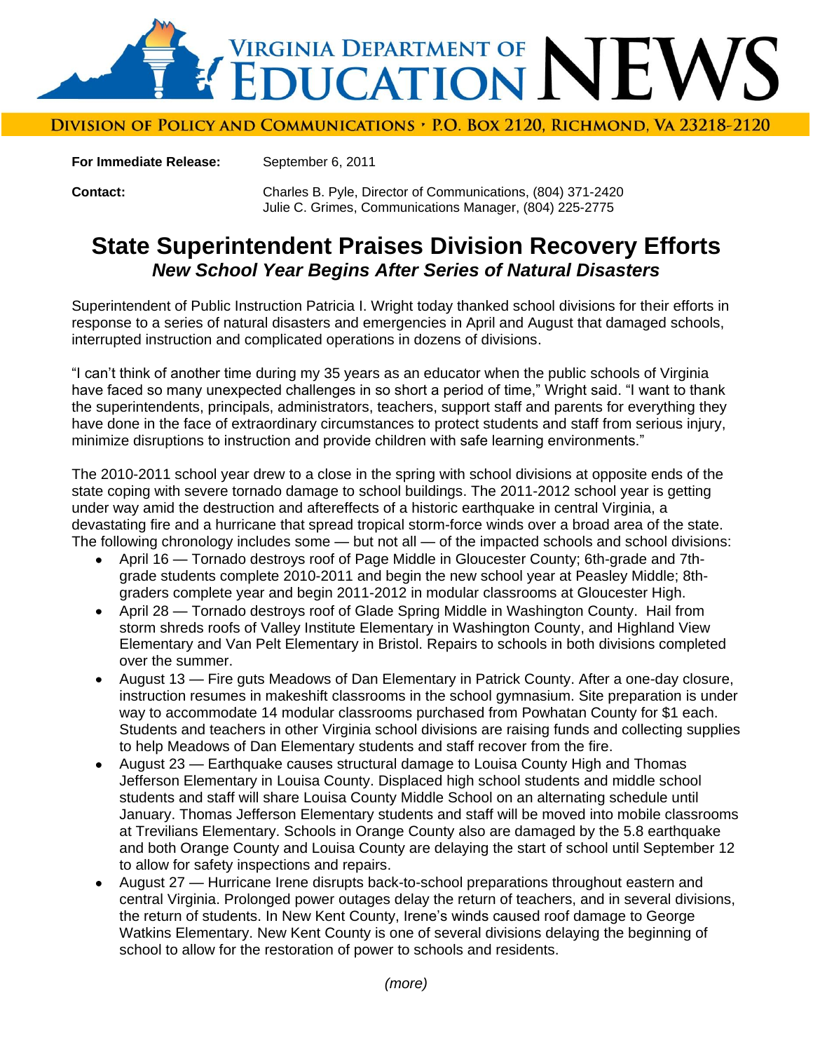# VIRGINIA DEPARTMENT OF EDUCATION NEWS

DIVISION OF POLICY AND COMMUNICATIONS • P.O. BOX 2120, RICHMOND, VA 23218-2120

**For Immediate Release:** September 6, 2011

**Contact:** Charles B. Pyle, Director of Communications, (804) 371-2420
Julie C. Grimes, Communications Manager, (804) 225-2775

## State Superintendent Praises Division Recovery Efforts

### *New School Year Begins After Series of Natural Disasters*

Superintendent of Public Instruction Patricia I. Wright today thanked school divisions for their efforts in response to a series of natural disasters and emergencies in April and August that damaged schools, interrupted instruction and complicated operations in dozens of divisions.

"I can't think of another time during my 35 years as an educator when the public schools of Virginia have faced so many unexpected challenges in so short a period of time," Wright said. "I want to thank the superintendents, principals, administrators, teachers, support staff and parents for everything they have done in the face of extraordinary circumstances to protect students and staff from serious injury, minimize disruptions to instruction and provide children with safe learning environments."

The 2010-2011 school year drew to a close in the spring with school divisions at opposite ends of the state coping with severe tornado damage to school buildings. The 2011-2012 school year is getting under way amid the destruction and aftereffects of a historic earthquake in central Virginia, a devastating fire and a hurricane that spread tropical storm-force winds over a broad area of the state. The following chronology includes some — but not all — of the impacted schools and school divisions:

- April 16 — Tornado destroys roof of Page Middle in Gloucester County; 6th-grade and 7th-grade students complete 2010-2011 and begin the new school year at Peasley Middle; 8th-graders complete year and begin 2011-2012 in modular classrooms at Gloucester High.
- April 28 — Tornado destroys roof of Glade Spring Middle in Washington County. Hail from storm shreds roofs of Valley Institute Elementary in Washington County, and Highland View Elementary and Van Pelt Elementary in Bristol. Repairs to schools in both divisions completed over the summer.
- August 13 — Fire guts Meadows of Dan Elementary in Patrick County. After a one-day closure, instruction resumes in makeshift classrooms in the school gymnasium. Site preparation is under way to accommodate 14 modular classrooms purchased from Powhatan County for $1 each. Students and teachers in other Virginia school divisions are raising funds and collecting supplies to help Meadows of Dan Elementary students and staff recover from the fire.
- August 23 — Earthquake causes structural damage to Louisa County High and Thomas Jefferson Elementary in Louisa County. Displaced high school students and middle school students and staff will share Louisa County Middle School on an alternating schedule until January. Thomas Jefferson Elementary students and staff will be moved into mobile classrooms at Trevilians Elementary. Schools in Orange County also are damaged by the 5.8 earthquake and both Orange County and Louisa County are delaying the start of school until September 12 to allow for safety inspections and repairs.
- August 27 — Hurricane Irene disrupts back-to-school preparations throughout eastern and central Virginia. Prolonged power outages delay the return of teachers, and in several divisions, the return of students. In New Kent County, Irene's winds caused roof damage to George Watkins Elementary. New Kent County is one of several divisions delaying the beginning of school to allow for the restoration of power to schools and residents.

*(more)*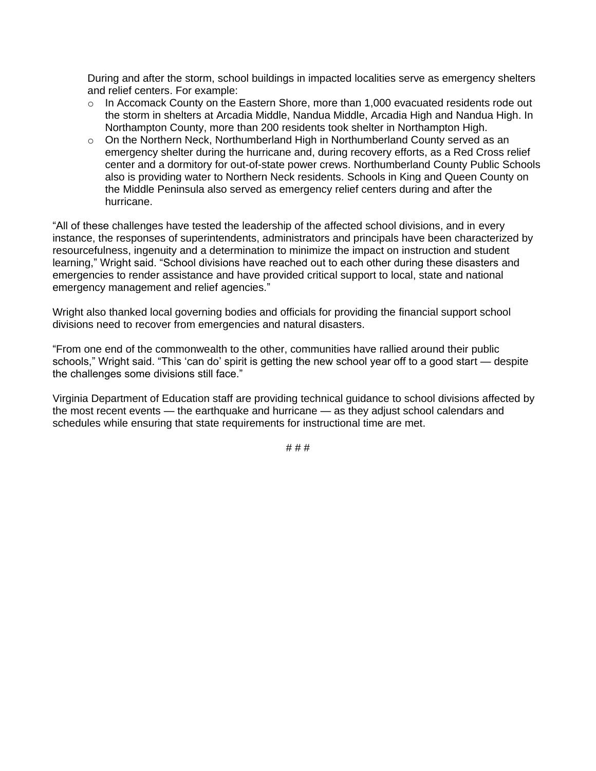During and after the storm, school buildings in impacted localities serve as emergency shelters and relief centers. For example:

- In Accomack County on the Eastern Shore, more than 1,000 evacuated residents rode out the storm in shelters at Arcadia Middle, Nandua Middle, Arcadia High and Nandua High. In Northampton County, more than 200 residents took shelter in Northampton High.
- On the Northern Neck, Northumberland High in Northumberland County served as an emergency shelter during the hurricane and, during recovery efforts, as a Red Cross relief center and a dormitory for out-of-state power crews. Northumberland County Public Schools also is providing water to Northern Neck residents. Schools in King and Queen County on the Middle Peninsula also served as emergency relief centers during and after the hurricane.

“All of these challenges have tested the leadership of the affected school divisions, and in every instance, the responses of superintendents, administrators and principals have been characterized by resourcefulness, ingenuity and a determination to minimize the impact on instruction and student learning,” Wright said. “School divisions have reached out to each other during these disasters and emergencies to render assistance and have provided critical support to local, state and national emergency management and relief agencies.”

Wright also thanked local governing bodies and officials for providing the financial support school divisions need to recover from emergencies and natural disasters.

“From one end of the commonwealth to the other, communities have rallied around their public schools,” Wright said. “This ‘can do’ spirit is getting the new school year off to a good start — despite the challenges some divisions still face.”

Virginia Department of Education staff are providing technical guidance to school divisions affected by the most recent events — the earthquake and hurricane — as they adjust school calendars and schedules while ensuring that state requirements for instructional time are met.

# # #